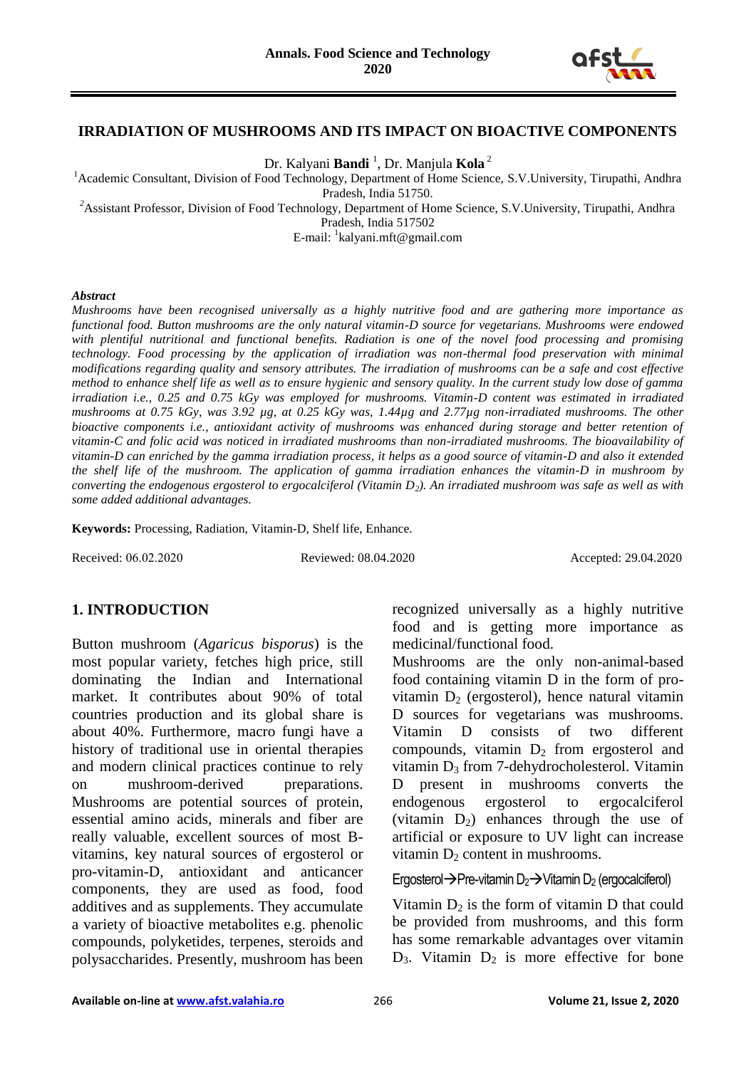# IRRADIATION OF MUSHROOMS AND ITS IMPACT ON BIOACTIVE COMPONENTS

Dr. Kalyani **Bandi** [1], Dr. Manjula **Kola** [2]

[1]Academic Consultant, Division of Food Technology, Department of Home Science, S.V.University, Tirupathi, Andhra Pradesh, India 51750.

[2]Assistant Professor, Division of Food Technology, Department of Home Science, S.V.University, Tirupathi, Andhra Pradesh, India 517502

E-mail: [1]kalyani.mft@gmail.com

***Abstract***

*Mushrooms have been recognised universally as a highly nutritive food and are gathering more importance as functional food. Button mushrooms are the only natural vitamin-D source for vegetarians. Mushrooms were endowed with plentiful nutritional and functional benefits. Radiation is one of the novel food processing and promising technology. Food processing by the application of irradiation was non-thermal food preservation with minimal modifications regarding quality and sensory attributes. The irradiation of mushrooms can be a safe and cost effective method to enhance shelf life as well as to ensure hygienic and sensory quality. In the current study low dose of gamma irradiation i.e., 0.25 and 0.75 kGy was employed for mushrooms. Vitamin-D content was estimated in irradiated mushrooms at 0.75 kGy, was 3.92 µg, at 0.25 kGy was, 1.44µg and 2.77µg non-irradiated mushrooms. The other bioactive components i.e., antioxidant activity of mushrooms was enhanced during storage and better retention of vitamin-C and folic acid was noticed in irradiated mushrooms than non-irradiated mushrooms. The bioavailability of vitamin-D can enriched by the gamma irradiation process, it helps as a good source of vitamin-D and also it extended the shelf life of the mushroom. The application of gamma irradiation enhances the vitamin-D in mushroom by converting the endogenous ergosterol to ergocalciferol (Vitamin $D_2$). An irradiated mushroom was safe as well as with some added additional advantages.*

**Keywords:** Processing, Radiation, Vitamin-D, Shelf life, Enhance.

Received: 06.02.2020 Reviewed: 08.04.2020 Accepted: 29.04.2020

## 1. INTRODUCTION

Button mushroom (*Agaricus bisporus*) is the most popular variety, fetches high price, still dominating the Indian and International market. It contributes about 90% of total countries production and its global share is about 40%. Furthermore, macro fungi have a history of traditional use in oriental therapies and modern clinical practices continue to rely on mushroom-derived preparations. Mushrooms are potential sources of protein, essential amino acids, minerals and fiber are really valuable, excellent sources of most B-vitamins, key natural sources of ergosterol or pro-vitamin-D, antioxidant and anticancer components, they are used as food, food additives and as supplements. They accumulate a variety of bioactive metabolites e.g. phenolic compounds, polyketides, terpenes, steroids and polysaccharides. Presently, mushroom has been recognized universally as a highly nutritive food and is getting more importance as medicinal/functional food.

Mushrooms are the only non-animal-based food containing vitamin D in the form of pro-vitamin $D_2$ (ergosterol), hence natural vitamin D sources for vegetarians was mushrooms. Vitamin D consists of two different compounds, vitamin $D_2$ from ergosterol and vitamin $D_3$ from 7-dehydrocholesterol. Vitamin D present in mushrooms converts the endogenous ergosterol to ergocalciferol (vitamin $D_2$) enhances through the use of artificial or exposure to UV light can increase vitamin $D_2$ content in mushrooms.

Ergosterol $\rightarrow$ Pre-vitamin $D_2$ $\rightarrow$ Vitamin $D_2$ (ergocalciferol)

Vitamin $D_2$ is the form of vitamin D that could be provided from mushrooms, and this form has some remarkable advantages over vitamin $D_3$. Vitamin $D_2$ is more effective for bone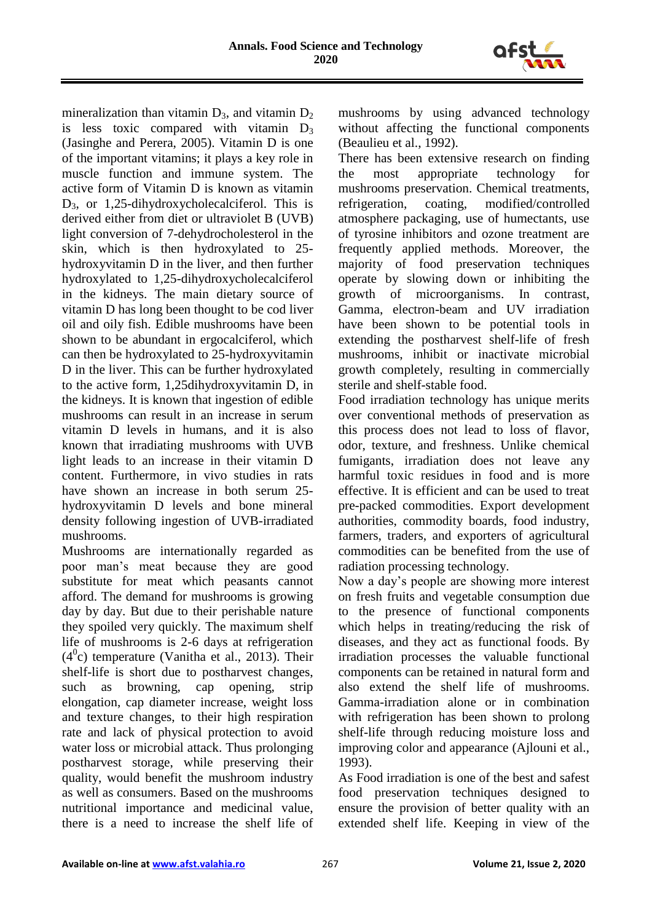mineralization than vitamin $D_3$, and vitamin $D_2$ is less toxic compared with vitamin $D_3$ (Jasinghe and Perera, 2005). Vitamin D is one of the important vitamins; it plays a key role in muscle function and immune system. The active form of Vitamin D is known as vitamin $D_3$, or 1,25-dihydroxycholecalciferol. This is derived either from diet or ultraviolet B (UVB) light conversion of 7-dehydrocholesterol in the skin, which is then hydroxylated to 25-hydroxyvitamin D in the liver, and then further hydroxylated to 1,25-dihydroxycholecalciferol in the kidneys. The main dietary source of vitamin D has long been thought to be cod liver oil and oily fish. Edible mushrooms have been shown to be abundant in ergocalciferol, which can then be hydroxylated to 25-hydroxyvitamin D in the liver. This can be further hydroxylated to the active form, 1,25dihydroxyvitamin D, in the kidneys. It is known that ingestion of edible mushrooms can result in an increase in serum vitamin D levels in humans, and it is also known that irradiating mushrooms with UVB light leads to an increase in their vitamin D content. Furthermore, in vivo studies in rats have shown an increase in both serum 25-hydroxyvitamin D levels and bone mineral density following ingestion of UVB-irradiated mushrooms.

Mushrooms are internationally regarded as poor man's meat because they are good substitute for meat which peasants cannot afford. The demand for mushrooms is growing day by day. But due to their perishable nature they spoiled very quickly. The maximum shelf life of mushrooms is 2-6 days at refrigeration ($4^0$c) temperature (Vanitha et al., 2013). Their shelf-life is short due to postharvest changes, such as browning, cap opening, strip elongation, cap diameter increase, weight loss and texture changes, to their high respiration rate and lack of physical protection to avoid water loss or microbial attack. Thus prolonging postharvest storage, while preserving their quality, would benefit the mushroom industry as well as consumers. Based on the mushrooms nutritional importance and medicinal value, there is a need to increase the shelf life of mushrooms by using advanced technology without affecting the functional components (Beaulieu et al., 1992).

There has been extensive research on finding the most appropriate technology for mushrooms preservation. Chemical treatments, refrigeration, coating, modified/controlled atmosphere packaging, use of humectants, use of tyrosine inhibitors and ozone treatment are frequently applied methods. Moreover, the majority of food preservation techniques operate by slowing down or inhibiting the growth of microorganisms. In contrast, Gamma, electron-beam and UV irradiation have been shown to be potential tools in extending the postharvest shelf-life of fresh mushrooms, inhibit or inactivate microbial growth completely, resulting in commercially sterile and shelf-stable food.

Food irradiation technology has unique merits over conventional methods of preservation as this process does not lead to loss of flavor, odor, texture, and freshness. Unlike chemical fumigants, irradiation does not leave any harmful toxic residues in food and is more effective. It is efficient and can be used to treat pre-packed commodities. Export development authorities, commodity boards, food industry, farmers, traders, and exporters of agricultural commodities can be benefited from the use of radiation processing technology.

Now a day's people are showing more interest on fresh fruits and vegetable consumption due to the presence of functional components which helps in treating/reducing the risk of diseases, and they act as functional foods. By irradiation processes the valuable functional components can be retained in natural form and also extend the shelf life of mushrooms. Gamma-irradiation alone or in combination with refrigeration has been shown to prolong shelf-life through reducing moisture loss and improving color and appearance (Ajlouni et al., 1993).

As Food irradiation is one of the best and safest food preservation techniques designed to ensure the provision of better quality with an extended shelf life. Keeping in view of the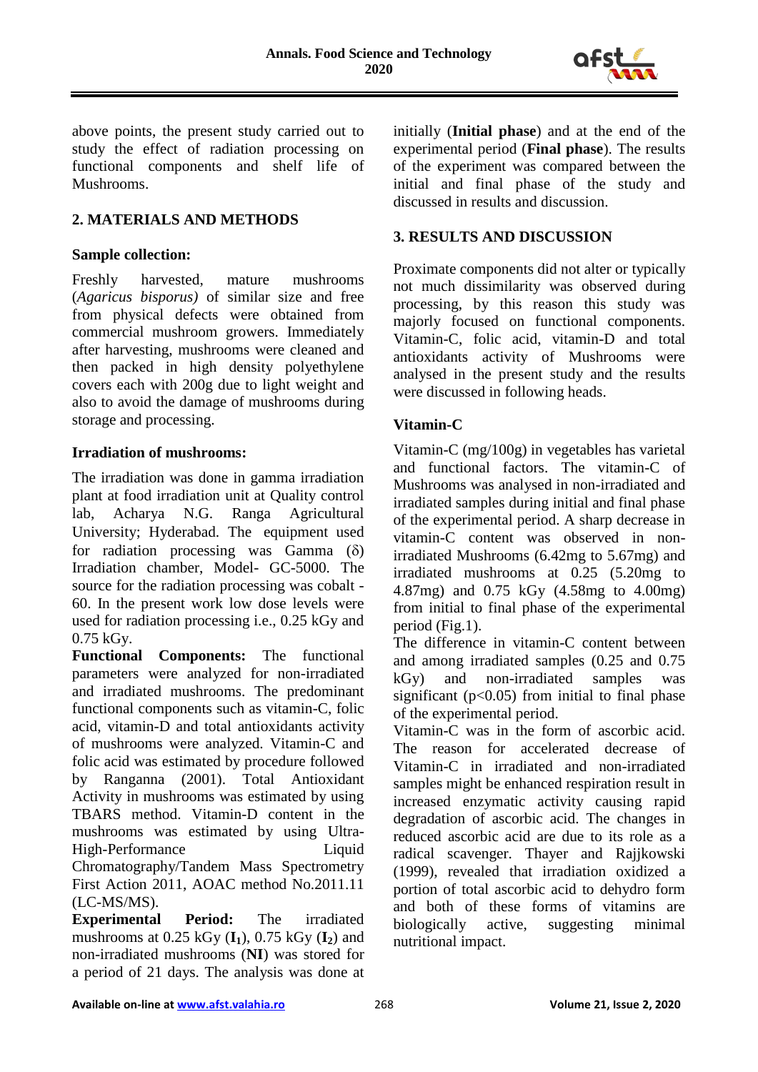above points, the present study carried out to study the effect of radiation processing on functional components and shelf life of Mushrooms.

## 2. MATERIALS AND METHODS

**Sample collection:**

Freshly harvested, mature mushrooms (*Agaricus bisporus)* of similar size and free from physical defects were obtained from commercial mushroom growers. Immediately after harvesting, mushrooms were cleaned and then packed in high density polyethylene covers each with 200g due to light weight and also to avoid the damage of mushrooms during storage and processing.

**Irradiation of mushrooms:**

The irradiation was done in gamma irradiation plant at food irradiation unit at Quality control lab, Acharya N.G. Ranga Agricultural University; Hyderabad. The equipment used for radiation processing was Gamma (δ) Irradiation chamber, Model- GC-5000. The source for the radiation processing was cobalt -60. In the present work low dose levels were used for radiation processing i.e., 0.25 kGy and 0.75 kGy.

**Functional Components:** The functional parameters were analyzed for non-irradiated and irradiated mushrooms. The predominant functional components such as vitamin-C, folic acid, vitamin-D and total antioxidants activity of mushrooms were analyzed. Vitamin-C and folic acid was estimated by procedure followed by Ranganna (2001). Total Antioxidant Activity in mushrooms was estimated by using TBARS method. Vitamin-D content in the mushrooms was estimated by using Ultra-High-Performance Liquid Chromatography/Tandem Mass Spectrometry First Action 2011, AOAC method No.2011.11 (LC-MS/MS).

**Experimental Period:** The irradiated mushrooms at 0.25 kGy (**I$_1$**), 0.75 kGy (**I$_2$**) and non-irradiated mushrooms (**NI**) was stored for a period of 21 days. The analysis was done at initially (**Initial phase**) and at the end of the experimental period (**Final phase**). The results of the experiment was compared between the initial and final phase of the study and discussed in results and discussion.

## 3. RESULTS AND DISCUSSION

Proximate components did not alter or typically not much dissimilarity was observed during processing, by this reason this study was majorly focused on functional components. Vitamin-C, folic acid, vitamin-D and total antioxidants activity of Mushrooms were analysed in the present study and the results were discussed in following heads.

**Vitamin-C**

Vitamin-C (mg/100g) in vegetables has varietal and functional factors. The vitamin-C of Mushrooms was analysed in non-irradiated and irradiated samples during initial and final phase of the experimental period. A sharp decrease in vitamin-C content was observed in non-irradiated Mushrooms (6.42mg to 5.67mg) and irradiated mushrooms at 0.25 (5.20mg to 4.87mg) and 0.75 kGy (4.58mg to 4.00mg) from initial to final phase of the experimental period (Fig.1).

The difference in vitamin-C content between and among irradiated samples (0.25 and 0.75 kGy) and non-irradiated samples was significant ($p<0.05$) from initial to final phase of the experimental period.

Vitamin-C was in the form of ascorbic acid. The reason for accelerated decrease of Vitamin-C in irradiated and non-irradiated samples might be enhanced respiration result in increased enzymatic activity causing rapid degradation of ascorbic acid. The changes in reduced ascorbic acid are due to its role as a radical scavenger. Thayer and Rajjkowski (1999), revealed that irradiation oxidized a portion of total ascorbic acid to dehydro form and both of these forms of vitamins are biologically active, suggesting minimal nutritional impact.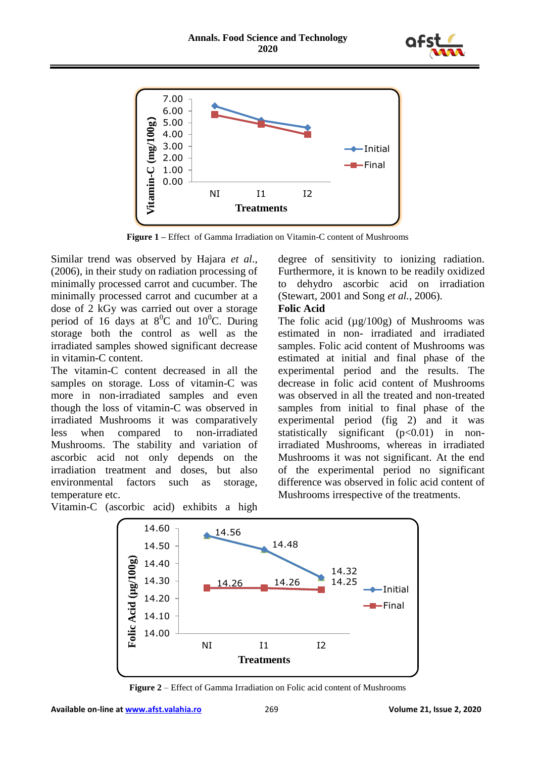**Figure 1** – Effect of Gamma Irradiation on Vitamin-C content of Mushrooms

Similar trend was observed by Hajara *et al*., (2006), in their study on radiation processing of minimally processed carrot and cucumber. The minimally processed carrot and cucumber at a dose of 2 kGy was carried out over a storage period of 16 days at $8^0$C and $10^0$C. During storage both the control as well as the irradiated samples showed significant decrease in vitamin-C content.

The vitamin-C content decreased in all the samples on storage. Loss of vitamin-C was more in non-irradiated samples and even though the loss of vitamin-C was observed in irradiated Mushrooms it was comparatively less when compared to non-irradiated Mushrooms. The stability and variation of ascorbic acid not only depends on the irradiation treatment and doses, but also environmental factors such as storage, temperature etc.

Vitamin-C (ascorbic acid) exhibits a high degree of sensitivity to ionizing radiation. Furthermore, it is known to be readily oxidized to dehydro ascorbic acid on irradiation (Stewart, 2001 and Song *et al.*, 2006).

**Folic Acid**

The folic acid (µg/100g) of Mushrooms was estimated in non- irradiated and irradiated samples. Folic acid content of Mushrooms was estimated at initial and final phase of the experimental period and the results. The decrease in folic acid content of Mushrooms was observed in all the treated and non-treated samples from initial to final phase of the experimental period (fig 2) and it was statistically significant ($p<0.01$) in non-irradiated Mushrooms, whereas in irradiated Mushrooms it was not significant. At the end of the experimental period no significant difference was observed in folic acid content of Mushrooms irrespective of the treatments.

**Figure 2** – Effect of Gamma Irradiation on Folic acid content of Mushrooms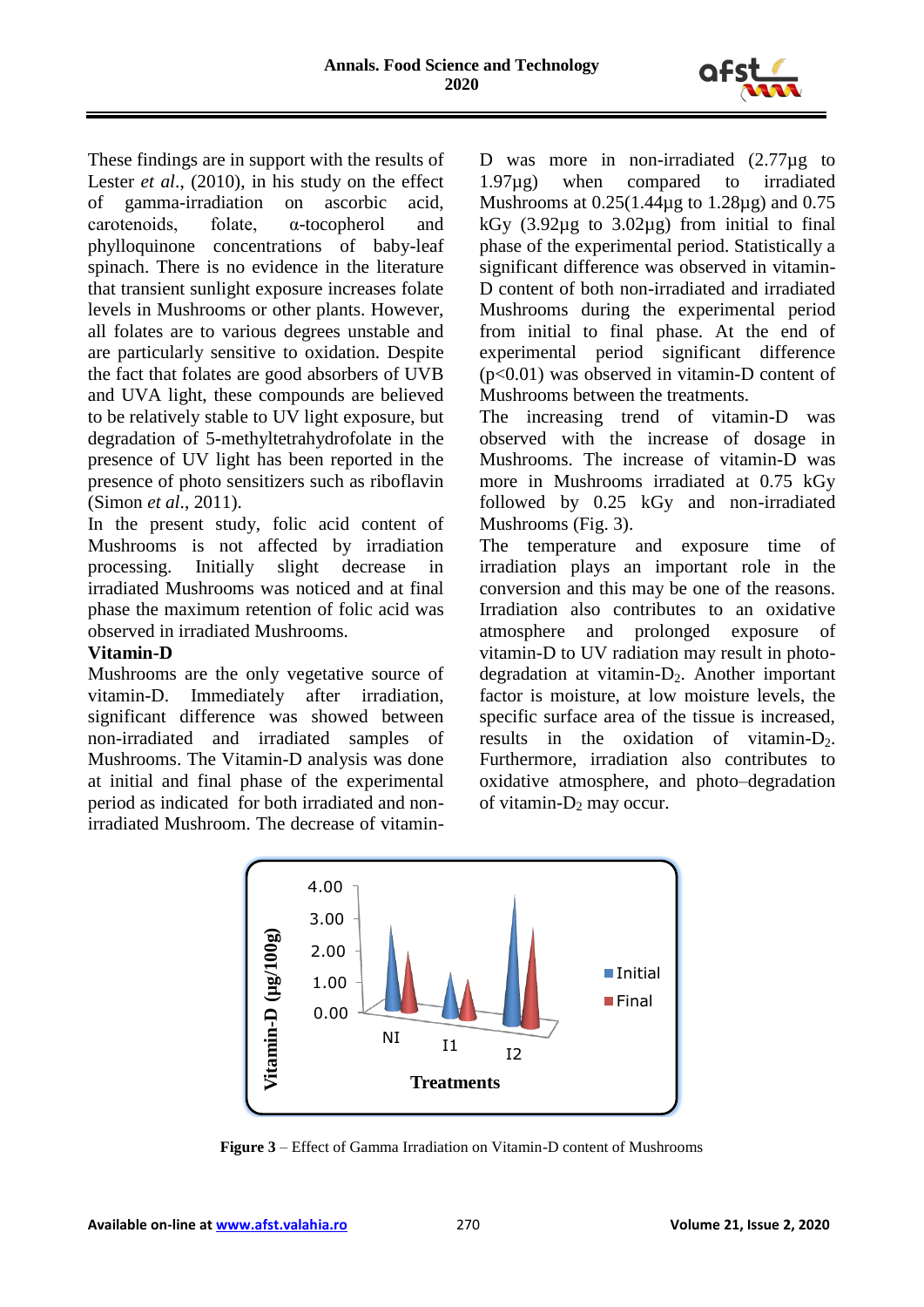These findings are in support with the results of Lester *et al*., (2010), in his study on the effect of gamma-irradiation on ascorbic acid, carotenoids, folate, α-tocopherol and phylloquinone concentrations of baby-leaf spinach. There is no evidence in the literature that transient sunlight exposure increases folate levels in Mushrooms or other plants. However, all folates are to various degrees unstable and are particularly sensitive to oxidation. Despite the fact that folates are good absorbers of UVB and UVA light, these compounds are believed to be relatively stable to UV light exposure, but degradation of 5-methyltetrahydrofolate in the presence of UV light has been reported in the presence of photo sensitizers such as riboflavin (Simon *et al*., 2011).

In the present study, folic acid content of Mushrooms is not affected by irradiation processing. Initially slight decrease in irradiated Mushrooms was noticed and at final phase the maximum retention of folic acid was observed in irradiated Mushrooms.

**Vitamin-D**

Mushrooms are the only vegetative source of vitamin-D. Immediately after irradiation, significant difference was showed between non-irradiated and irradiated samples of Mushrooms. The Vitamin-D analysis was done at initial and final phase of the experimental period as indicated for both irradiated and non-irradiated Mushroom. The decrease of vitamin-D was more in non-irradiated (2.77µg to 1.97µg) when compared to irradiated Mushrooms at 0.25(1.44µg to 1.28µg) and 0.75 kGy (3.92µg to 3.02µg) from initial to final phase of the experimental period. Statistically a significant difference was observed in vitamin-D content of both non-irradiated and irradiated Mushrooms during the experimental period from initial to final phase. At the end of experimental period significant difference ($p<0.01$) was observed in vitamin-D content of Mushrooms between the treatments.

The increasing trend of vitamin-D was observed with the increase of dosage in Mushrooms. The increase of vitamin-D was more in Mushrooms irradiated at 0.75 kGy followed by 0.25 kGy and non-irradiated Mushrooms (Fig. 3).

The temperature and exposure time of irradiation plays an important role in the conversion and this may be one of the reasons. Irradiation also contributes to an oxidative atmosphere and prolonged exposure of vitamin-D to UV radiation may result in photo-degradation at vitamin-$D_2$. Another important factor is moisture, at low moisture levels, the specific surface area of the tissue is increased, results in the oxidation of vitamin-$D_2$. Furthermore, irradiation also contributes to oxidative atmosphere, and photo–degradation of vitamin-$D_2$ may occur.

**Figure 3** – Effect of Gamma Irradiation on Vitamin-D content of Mushrooms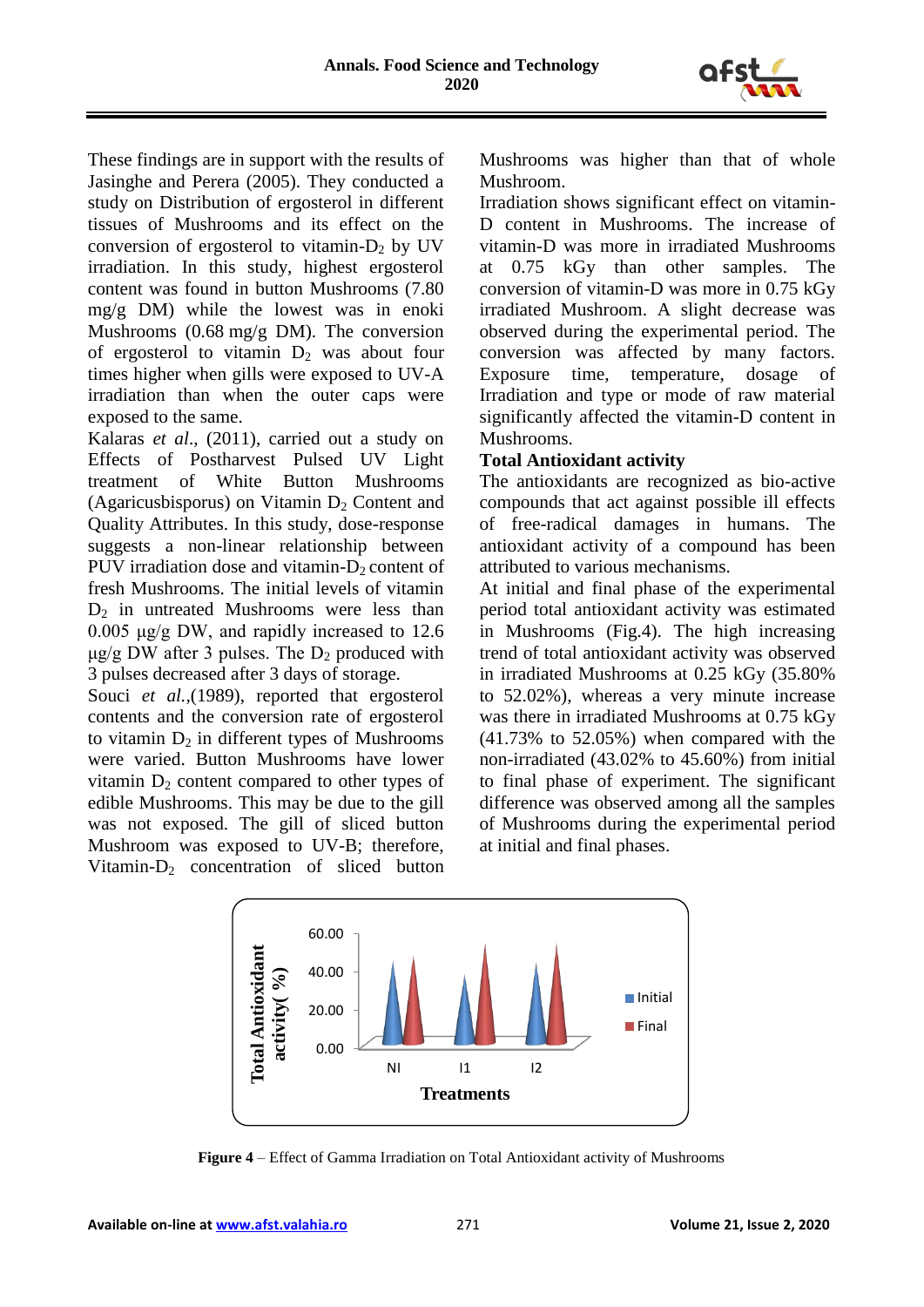These findings are in support with the results of Jasinghe and Perera (2005). They conducted a study on Distribution of ergosterol in different tissues of Mushrooms and its effect on the conversion of ergosterol to vitamin-$D_2$ by UV irradiation. In this study, highest ergosterol content was found in button Mushrooms (7.80 mg/g DM) while the lowest was in enoki Mushrooms (0.68 mg/g DM). The conversion of ergosterol to vitamin $D_2$ was about four times higher when gills were exposed to UV-A irradiation than when the outer caps were exposed to the same.

Kalaras *et al*., (2011), carried out a study on Effects of Postharvest Pulsed UV Light treatment of White Button Mushrooms (Agaricusbisporus) on Vitamin $D_2$ Content and Quality Attributes. In this study, dose-response suggests a non-linear relationship between PUV irradiation dose and vitamin-$D_2$ content of fresh Mushrooms. The initial levels of vitamin $D_2$ in untreated Mushrooms were less than 0.005 μg/g DW, and rapidly increased to 12.6 μg/g DW after 3 pulses. The $D_2$ produced with 3 pulses decreased after 3 days of storage.

Souci *et al.*,(1989), reported that ergosterol contents and the conversion rate of ergosterol to vitamin $D_2$ in different types of Mushrooms were varied. Button Mushrooms have lower vitamin $D_2$ content compared to other types of edible Mushrooms. This may be due to the gill was not exposed. The gill of sliced button Mushroom was exposed to UV-B; therefore, Vitamin-$D_2$ concentration of sliced button Mushrooms was higher than that of whole Mushroom.

Irradiation shows significant effect on vitamin-D content in Mushrooms. The increase of vitamin-D was more in irradiated Mushrooms at 0.75 kGy than other samples. The conversion of vitamin-D was more in 0.75 kGy irradiated Mushroom. A slight decrease was observed during the experimental period. The conversion was affected by many factors. Exposure time, temperature, dosage of Irradiation and type or mode of raw material significantly affected the vitamin-D content in Mushrooms.

**Total Antioxidant activity**

The antioxidants are recognized as bio-active compounds that act against possible ill effects of free-radical damages in humans. The antioxidant activity of a compound has been attributed to various mechanisms.

At initial and final phase of the experimental period total antioxidant activity was estimated in Mushrooms (Fig.4). The high increasing trend of total antioxidant activity was observed in irradiated Mushrooms at 0.25 kGy (35.80% to 52.02%), whereas a very minute increase was there in irradiated Mushrooms at 0.75 kGy (41.73% to 52.05%) when compared with the non-irradiated (43.02% to 45.60%) from initial to final phase of experiment. The significant difference was observed among all the samples of Mushrooms during the experimental period at initial and final phases.

**Figure 4** – Effect of Gamma Irradiation on Total Antioxidant activity of Mushrooms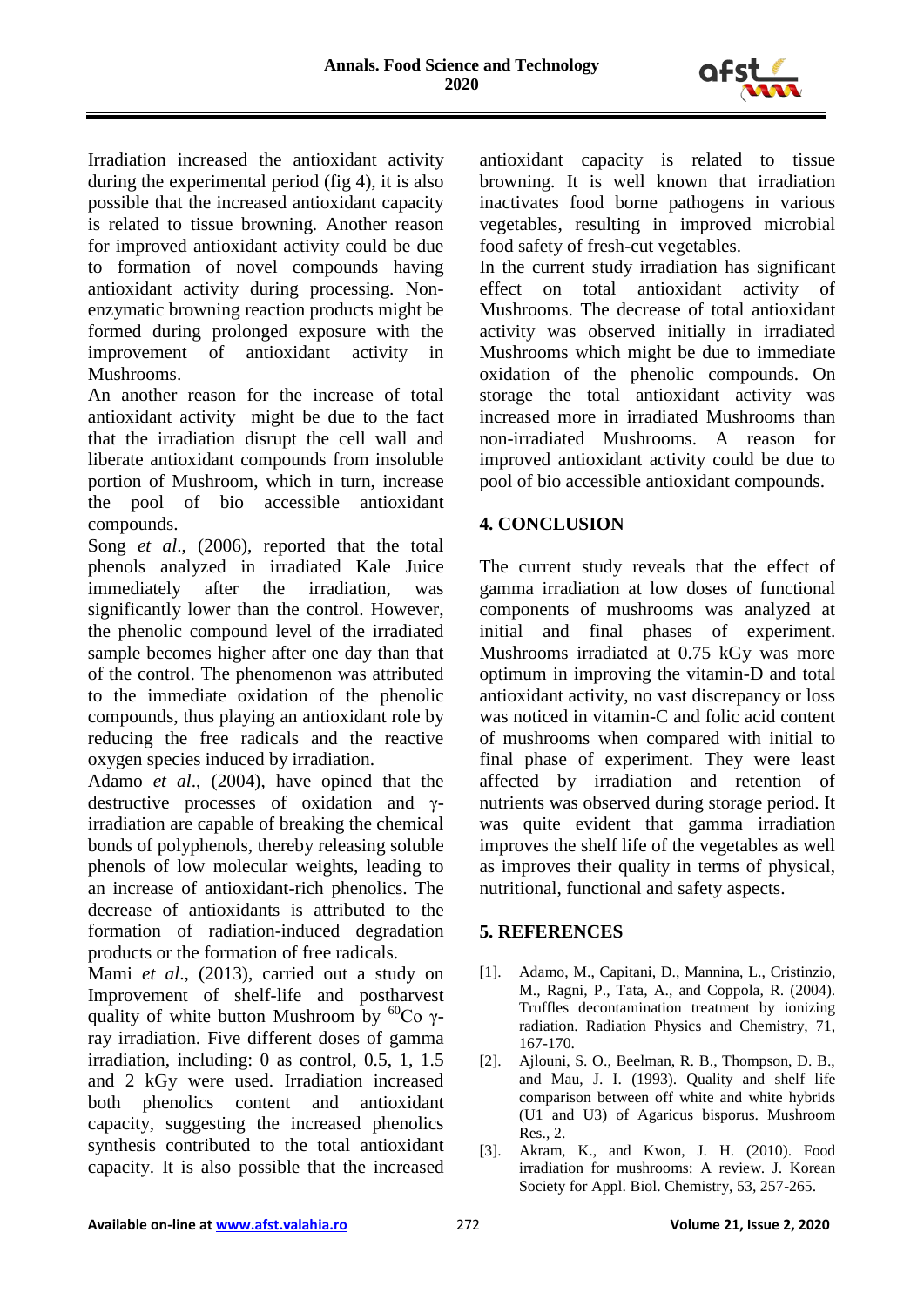Irradiation increased the antioxidant activity during the experimental period (fig 4), it is also possible that the increased antioxidant capacity is related to tissue browning. Another reason for improved antioxidant activity could be due to formation of novel compounds having antioxidant activity during processing. Non-enzymatic browning reaction products might be formed during prolonged exposure with the improvement of antioxidant activity in Mushrooms.

An another reason for the increase of total antioxidant activity might be due to the fact that the irradiation disrupt the cell wall and liberate antioxidant compounds from insoluble portion of Mushroom, which in turn, increase the pool of bio accessible antioxidant compounds.

Song *et al*., (2006), reported that the total phenols analyzed in irradiated Kale Juice immediately after the irradiation, was significantly lower than the control. However, the phenolic compound level of the irradiated sample becomes higher after one day than that of the control. The phenomenon was attributed to the immediate oxidation of the phenolic compounds, thus playing an antioxidant role by reducing the free radicals and the reactive oxygen species induced by irradiation.

Adamo *et al*., (2004), have opined that the destructive processes of oxidation and γ-irradiation are capable of breaking the chemical bonds of polyphenols, thereby releasing soluble phenols of low molecular weights, leading to an increase of antioxidant-rich phenolics. The decrease of antioxidants is attributed to the formation of radiation-induced degradation products or the formation of free radicals.

Mami *et al*., (2013), carried out a study on Improvement of shelf-life and postharvest quality of white button Mushroom by $^{60}Co$ γ-ray irradiation. Five different doses of gamma irradiation, including: 0 as control, 0.5, 1, 1.5 and 2 kGy were used. Irradiation increased both phenolics content and antioxidant capacity, suggesting the increased phenolics synthesis contributed to the total antioxidant capacity. It is also possible that the increased antioxidant capacity is related to tissue browning. It is well known that irradiation inactivates food borne pathogens in various vegetables, resulting in improved microbial food safety of fresh-cut vegetables.

In the current study irradiation has significant effect on total antioxidant activity of Mushrooms. The decrease of total antioxidant activity was observed initially in irradiated Mushrooms which might be due to immediate oxidation of the phenolic compounds. On storage the total antioxidant activity was increased more in irradiated Mushrooms than non-irradiated Mushrooms. A reason for improved antioxidant activity could be due to pool of bio accessible antioxidant compounds.

## 4. CONCLUSION

The current study reveals that the effect of gamma irradiation at low doses of functional components of mushrooms was analyzed at initial and final phases of experiment. Mushrooms irradiated at 0.75 kGy was more optimum in improving the vitamin-D and total antioxidant activity, no vast discrepancy or loss was noticed in vitamin-C and folic acid content of mushrooms when compared with initial to final phase of experiment. They were least affected by irradiation and retention of nutrients was observed during storage period. It was quite evident that gamma irradiation improves the shelf life of the vegetables as well as improves their quality in terms of physical, nutritional, functional and safety aspects.

## 5. REFERENCES

[1]. Adamo, M., Capitani, D., Mannina, L., Cristinzio, M., Ragni, P., Tata, A., and Coppola, R. (2004). Truffles decontamination treatment by ionizing radiation. Radiation Physics and Chemistry, 71, 167-170.

[2]. Ajlouni, S. O., Beelman, R. B., Thompson, D. B., and Mau, J. I. (1993). Quality and shelf life comparison between off white and white hybrids (U1 and U3) of Agaricus bisporus. Mushroom Res., 2.

[3]. Akram, K., and Kwon, J. H. (2010). Food irradiation for mushrooms: A review. J. Korean Society for Appl. Biol. Chemistry, 53, 257-265.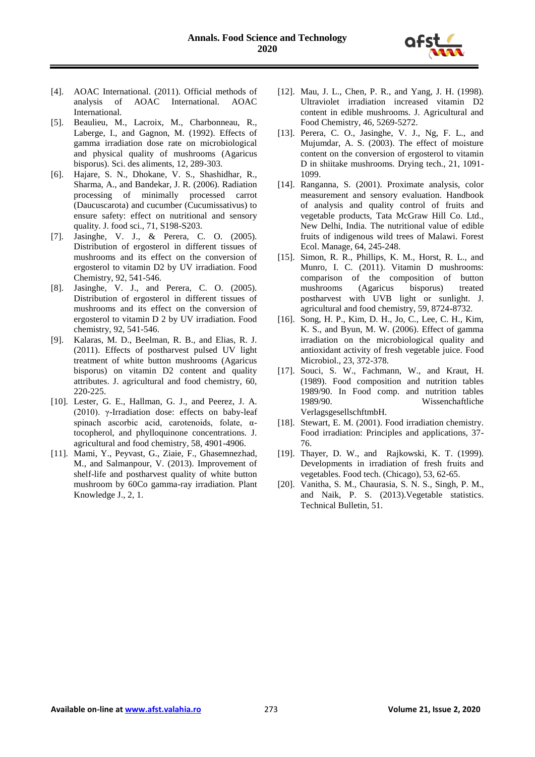[4]. AOAC International. (2011). Official methods of analysis of AOAC International. AOAC International.

[5]. Beaulieu, M., Lacroix, M., Charbonneau, R., Laberge, I., and Gagnon, M. (1992). Effects of gamma irradiation dose rate on microbiological and physical quality of mushrooms (Agaricus bisporus). Sci. des aliments, 12, 289-303.

[6]. Hajare, S. N., Dhokane, V. S., Shashidhar, R., Sharma, A., and Bandekar, J. R. (2006). Radiation processing of minimally processed carrot (Daucuscarota) and cucumber (Cucumissativus) to ensure safety: effect on nutritional and sensory quality. J. food sci., 71, S198-S203.

[7]. Jasinghe, V. J., & Perera, C. O. (2005). Distribution of ergosterol in different tissues of mushrooms and its effect on the conversion of ergosterol to vitamin D2 by UV irradiation. Food Chemistry, 92, 541-546.

[8]. Jasinghe, V. J., and Perera, C. O. (2005). Distribution of ergosterol in different tissues of mushrooms and its effect on the conversion of ergosterol to vitamin D 2 by UV irradiation. Food chemistry, 92, 541-546.

[9]. Kalaras, M. D., Beelman, R. B., and Elias, R. J. (2011). Effects of postharvest pulsed UV light treatment of white button mushrooms (Agaricus bisporus) on vitamin D2 content and quality attributes. J. agricultural and food chemistry, 60, 220-225.

[10]. Lester, G. E., Hallman, G. J., and Peerez, J. A. (2010). γ-Irradiation dose: effects on baby-leaf spinach ascorbic acid, carotenoids, folate, α-tocopherol, and phylloquinone concentrations. J. agricultural and food chemistry, 58, 4901-4906.

[11]. Mami, Y., Peyvast, G., Ziaie, F., Ghasemnezhad, M., and Salmanpour, V. (2013). Improvement of shelf-life and postharvest quality of white button mushroom by 60Co gamma-ray irradiation. Plant Knowledge J., 2, 1.

[12]. Mau, J. L., Chen, P. R., and Yang, J. H. (1998). Ultraviolet irradiation increased vitamin D2 content in edible mushrooms. J. Agricultural and Food Chemistry, 46, 5269-5272.

[13]. Perera, C. O., Jasinghe, V. J., Ng, F. L., and Mujumdar, A. S. (2003). The effect of moisture content on the conversion of ergosterol to vitamin D in shiitake mushrooms. Drying tech., 21, 1091-1099.

[14]. Ranganna, S. (2001). Proximate analysis, color measurement and sensory evaluation. Handbook of analysis and quality control of fruits and vegetable products, Tata McGraw Hill Co. Ltd., New Delhi, India. The nutritional value of edible fruits of indigenous wild trees of Malawi. Forest Ecol. Manage, 64, 245-248.

[15]. Simon, R. R., Phillips, K. M., Horst, R. L., and Munro, I. C. (2011). Vitamin D mushrooms: comparison of the composition of button mushrooms (Agaricus bisporus) treated postharvest with UVB light or sunlight. J. agricultural and food chemistry, 59, 8724-8732.

[16]. Song, H. P., Kim, D. H., Jo, C., Lee, C. H., Kim, K. S., and Byun, M. W. (2006). Effect of gamma irradiation on the microbiological quality and antioxidant activity of fresh vegetable juice. Food Microbiol., 23, 372-378.

[17]. Souci, S. W., Fachmann, W., and Kraut, H. (1989). Food composition and nutrition tables 1989/90. In Food comp. and nutrition tables 1989/90. Wissenschaftliche VerlagsgesellschftmbH.

[18]. Stewart, E. M. (2001). Food irradiation chemistry. Food irradiation: Principles and applications, 37-76.

[19]. Thayer, D. W., and Rajkowski, K. T. (1999). Developments in irradiation of fresh fruits and vegetables. Food tech. (Chicago), 53, 62-65.

[20]. Vanitha, S. M., Chaurasia, S. N. S., Singh, P. M., and Naik, P. S. (2013).Vegetable statistics. Technical Bulletin, 51.